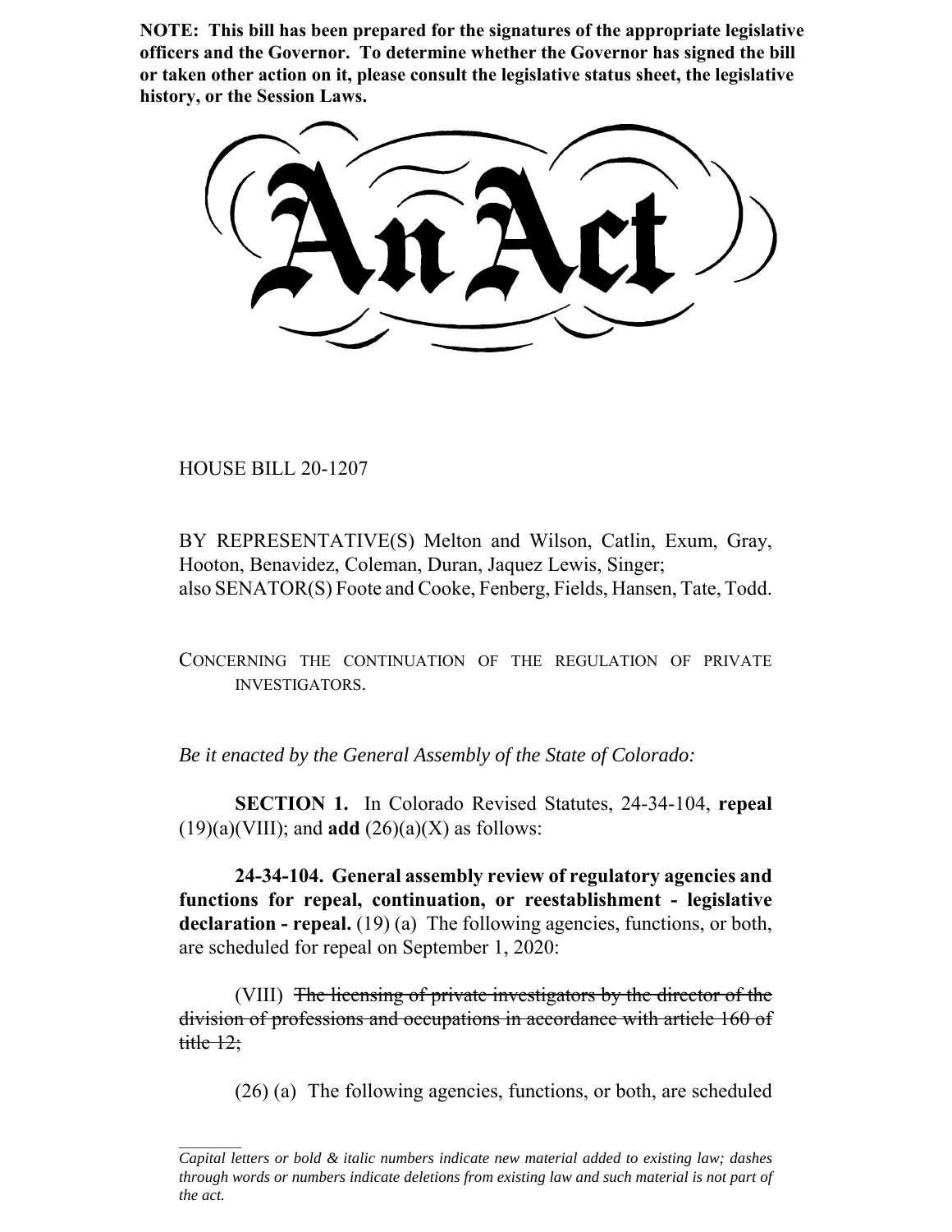**NOTE: This bill has been prepared for the signatures of the appropriate legislative officers and the Governor. To determine whether the Governor has signed the bill or taken other action on it, please consult the legislative status sheet, the legislative history, or the Session Laws.**

# An Act

HOUSE BILL 20-1207

BY REPRESENTATIVE(S) Melton and Wilson, Catlin, Exum, Gray, Hooton, Benavidez, Coleman, Duran, Jaquez Lewis, Singer; also SENATOR(S) Foote and Cooke, Fenberg, Fields, Hansen, Tate, Todd.

CONCERNING THE CONTINUATION OF THE REGULATION OF PRIVATE INVESTIGATORS.

*Be it enacted by the General Assembly of the State of Colorado:*

**SECTION 1.** In Colorado Revised Statutes, 24-34-104, **repeal** (19)(a)(VIII); and **add** (26)(a)(X) as follows:

**24-34-104. General assembly review of regulatory agencies and functions for repeal, continuation, or reestablishment - legislative declaration - repeal.** (19) (a) The following agencies, functions, or both, are scheduled for repeal on September 1, 2020:

(VIII) ~~The licensing of private investigators by the director of the division of professions and occupations in accordance with article 160 of title 12;~~

(26) (a) The following agencies, functions, or both, are scheduled

---

*Capital letters or bold & italic numbers indicate new material added to existing law; dashes through words or numbers indicate deletions from existing law and such material is not part of the act.*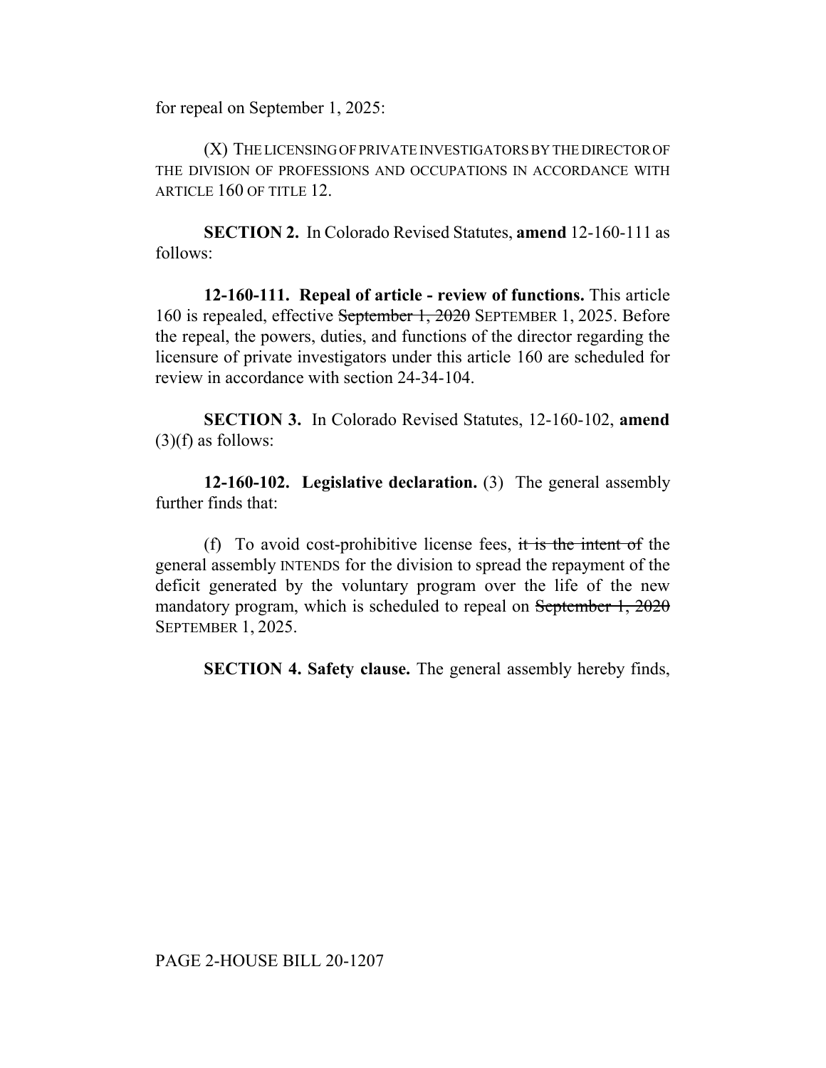for repeal on September 1, 2025:

(X) THE LICENSING OF PRIVATE INVESTIGATORS BY THE DIRECTOR OF THE DIVISION OF PROFESSIONS AND OCCUPATIONS IN ACCORDANCE WITH ARTICLE 160 OF TITLE 12.

**SECTION 2.** In Colorado Revised Statutes, **amend** 12-160-111 as follows:

**12-160-111. Repeal of article - review of functions.** This article 160 is repealed, effective ~~September 1, 2020~~ SEPTEMBER 1, 2025. Before the repeal, the powers, duties, and functions of the director regarding the licensure of private investigators under this article 160 are scheduled for review in accordance with section 24-34-104.

**SECTION 3.** In Colorado Revised Statutes, 12-160-102, **amend** (3)(f) as follows:

**12-160-102. Legislative declaration.** (3) The general assembly further finds that:

(f) To avoid cost-prohibitive license fees, ~~it is the intent of~~ the general assembly INTENDS for the division to spread the repayment of the deficit generated by the voluntary program over the life of the new mandatory program, which is scheduled to repeal on ~~September 1, 2020~~ SEPTEMBER 1, 2025.

**SECTION 4. Safety clause.** The general assembly hereby finds,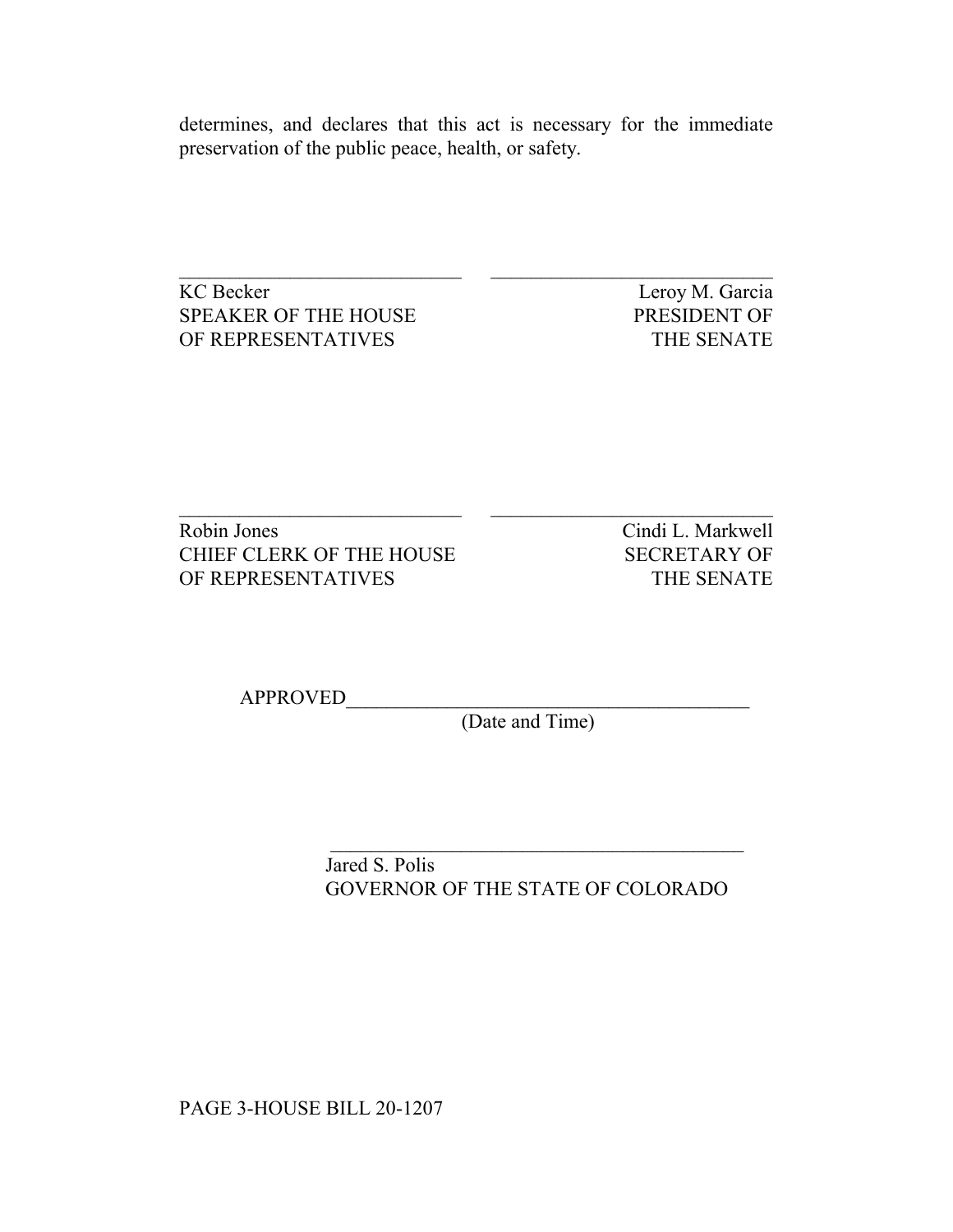determines, and declares that this act is necessary for the immediate preservation of the public peace, health, or safety.

\_\_\_\_\_\_\_\_\_\_\_\_\_\_\_\_\_\_\_\_\_\_\_\_\_\_\_\_
KC Becker
SPEAKER OF THE HOUSE
OF REPRESENTATIVES

\_\_\_\_\_\_\_\_\_\_\_\_\_\_\_\_\_\_\_\_\_\_\_\_\_\_\_\_
Leroy M. Garcia
PRESIDENT OF
THE SENATE

\_\_\_\_\_\_\_\_\_\_\_\_\_\_\_\_\_\_\_\_\_\_\_\_\_\_\_\_
Robin Jones
CHIEF CLERK OF THE HOUSE
OF REPRESENTATIVES

\_\_\_\_\_\_\_\_\_\_\_\_\_\_\_\_\_\_\_\_\_\_\_\_\_\_\_\_
Cindi L. Markwell
SECRETARY OF
THE SENATE

APPROVED\_\_\_\_\_\_\_\_\_\_\_\_\_\_\_\_\_\_\_\_\_\_\_\_\_\_\_\_\_\_\_\_\_\_\_\_\_\_\_\_
(Date and Time)

\_\_\_\_\_\_\_\_\_\_\_\_\_\_\_\_\_\_\_\_\_\_\_\_\_\_\_\_\_\_\_\_\_\_\_\_\_\_\_\_\_\_
Jared S. Polis
GOVERNOR OF THE STATE OF COLORADO

PAGE 3-HOUSE BILL 20-1207